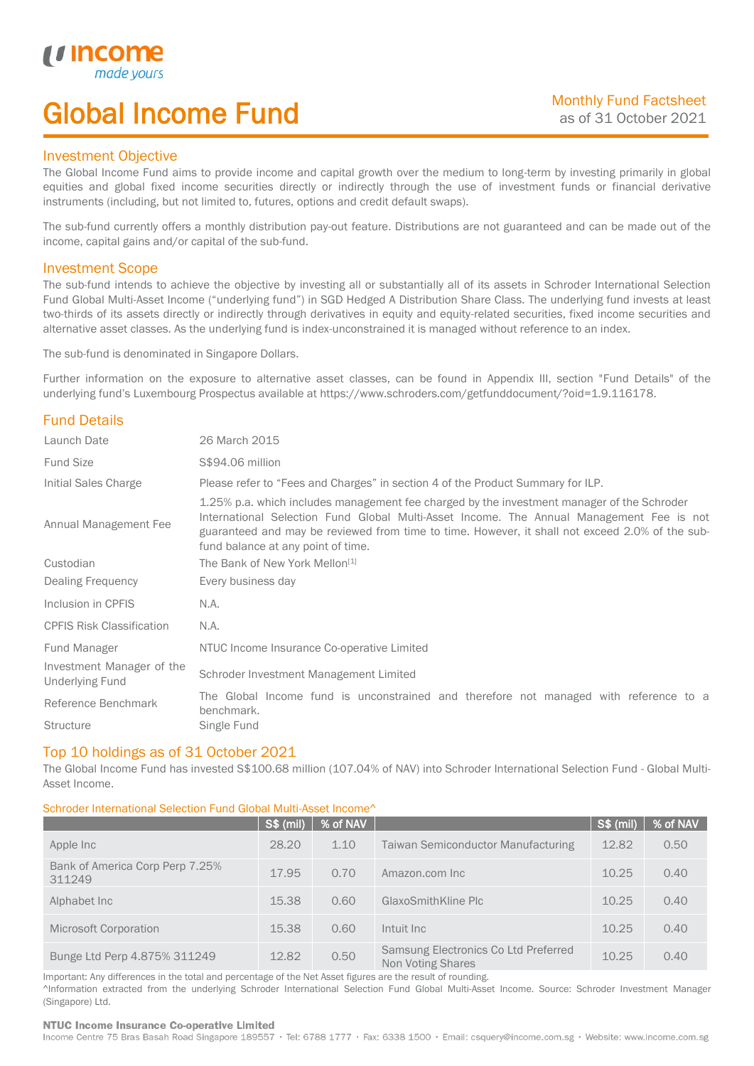# Global Income Fund

Monthly Fund Factsheet
as of 31 October 2021

## Investment Objective

The Global Income Fund aims to provide income and capital growth over the medium to long-term by investing primarily in global equities and global fixed income securities directly or indirectly through the use of investment funds or financial derivative instruments (including, but not limited to, futures, options and credit default swaps).

The sub-fund currently offers a monthly distribution pay-out feature. Distributions are not guaranteed and can be made out of the income, capital gains and/or capital of the sub-fund.

## Investment Scope

The sub-fund intends to achieve the objective by investing all or substantially all of its assets in Schroder International Selection Fund Global Multi-Asset Income ("underlying fund") in SGD Hedged A Distribution Share Class. The underlying fund invests at least two-thirds of its assets directly or indirectly through derivatives in equity and equity-related securities, fixed income securities and alternative asset classes. As the underlying fund is index-unconstrained it is managed without reference to an index.

The sub-fund is denominated in Singapore Dollars.

Further information on the exposure to alternative asset classes, can be found in Appendix III, section "Fund Details" of the underlying fund's Luxembourg Prospectus available at https://www.schroders.com/getfunddocument/?oid=1.9.116178.

## Fund Details

| | |
|---|---|
| Launch Date | 26 March 2015 |
| Fund Size | S$94.06 million |
| Initial Sales Charge | Please refer to "Fees and Charges" in section 4 of the Product Summary for ILP. |
| Annual Management Fee | 1.25% p.a. which includes management fee charged by the investment manager of the Schroder International Selection Fund Global Multi-Asset Income. The Annual Management Fee is not guaranteed and may be reviewed from time to time. However, it shall not exceed 2.0% of the sub-fund balance at any point of time. |
| Custodian | The Bank of New York Mellon[1] |
| Dealing Frequency | Every business day |
| Inclusion in CPFIS | N.A. |
| CPFIS Risk Classification | N.A. |
| Fund Manager | NTUC Income Insurance Co-operative Limited |
| Investment Manager of the Underlying Fund | Schroder Investment Management Limited |
| Reference Benchmark | The Global Income fund is unconstrained and therefore not managed with reference to a benchmark. |
| Structure | Single Fund |

## Top 10 holdings as of 31 October 2021

The Global Income Fund has invested S$100.68 million (107.04% of NAV) into Schroder International Selection Fund - Global Multi-Asset Income.

Schroder International Selection Fund Global Multi-Asset Income^

| | S$ (mil) | % of NAV | | S$ (mil) | % of NAV |
|---|---|---|---|---|---|
| Apple Inc | 28.20 | 1.10 | Taiwan Semiconductor Manufacturing | 12.82 | 0.50 |
| Bank of America Corp Perp 7.25% 311249 | 17.95 | 0.70 | Amazon.com Inc | 10.25 | 0.40 |
| Alphabet Inc | 15.38 | 0.60 | GlaxoSmithKline Plc | 10.25 | 0.40 |
| Microsoft Corporation | 15.38 | 0.60 | Intuit Inc | 10.25 | 0.40 |
| Bunge Ltd Perp 4.875% 311249 | 12.82 | 0.50 | Samsung Electronics Co Ltd Preferred Non Voting Shares | 10.25 | 0.40 |

Important: Any differences in the total and percentage of the Net Asset figures are the result of rounding.
^Information extracted from the underlying Schroder International Selection Fund Global Multi-Asset Income. Source: Schroder Investment Manager (Singapore) Ltd.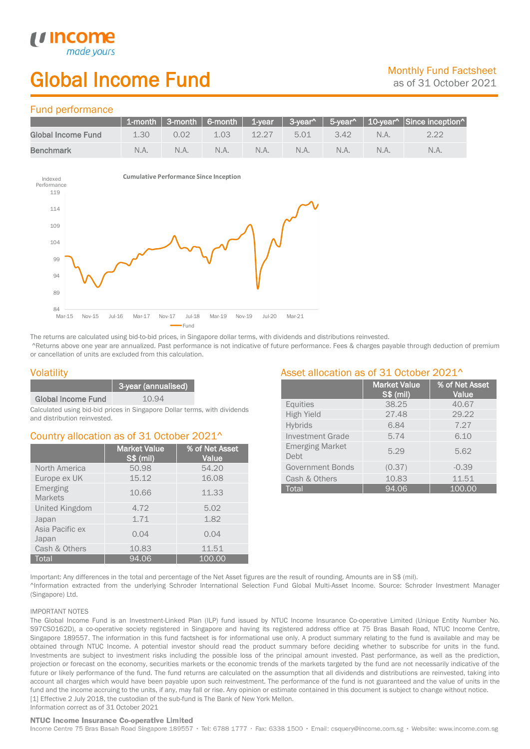# Global Income Fund

Monthly Fund Factsheet
as of 31 October 2021

## Fund performance

| | 1-month | 3-month | 6-month | 1-year | 3-year^ | 5-year^ | 10-year^ | Since inception^ |
|---|---|---|---|---|---|---|---|---|
| Global Income Fund | 1.30 | 0.02 | 1.03 | 12.27 | 5.01 | 3.42 | N.A. | 2.22 |
| Benchmark | N.A. | N.A. | N.A. | N.A. | N.A. | N.A. | N.A. | N.A. |

Cumulative Performance Since Inception

Indexed Performance

119
114
109
104
99
94
89
84

Mar-15 Nov-15 Jul-16 Mar-17 Nov-17 Jul-18 Mar-19 Nov-19 Jul-20 Mar-21

Fund

The returns are calculated using bid-to-bid prices, in Singapore dollar terms, with dividends and distributions reinvested.
^Returns above one year are annualized. Past performance is not indicative of future performance. Fees & charges payable through deduction of premium or cancellation of units are excluded from this calculation.

## Volatility

| | 3-year (annualised) |
|---|---|
| Global Income Fund | 10.94 |

Calculated using bid-bid prices in Singapore Dollar terms, with dividends and distribution reinvested.

## Country allocation as of 31 October 2021^

| | Market Value S$ (mil) | % of Net Asset Value |
|---|---|---|
| North America | 50.98 | 54.20 |
| Europe ex UK | 15.12 | 16.08 |
| Emerging Markets | 10.66 | 11.33 |
| United Kingdom | 4.72 | 5.02 |
| Japan | 1.71 | 1.82 |
| Asia Pacific ex Japan | 0.04 | 0.04 |
| Cash & Others | 10.83 | 11.51 |
| Total | 94.06 | 100.00 |

## Asset allocation as of 31 October 2021^

| | Market Value S$ (mil) | % of Net Asset Value |
|---|---|---|
| Equities | 38.25 | 40.67 |
| High Yield | 27.48 | 29.22 |
| Hybrids | 6.84 | 7.27 |
| Investment Grade | 5.74 | 6.10 |
| Emerging Market Debt | 5.29 | 5.62 |
| Government Bonds | (0.37) | -0.39 |
| Cash & Others | 10.83 | 11.51 |
| Total | 94.06 | 100.00 |

Important: Any differences in the total and percentage of the Net Asset figures are the result of rounding. Amounts are in S$ (mil).
^Information extracted from the underlying Schroder International Selection Fund Global Multi-Asset Income. Source: Schroder Investment Manager (Singapore) Ltd.

IMPORTANT NOTES

The Global Income Fund is an Investment-Linked Plan (ILP) fund issued by NTUC Income Insurance Co-operative Limited (Unique Entity Number No. S97CS0162D), a co-operative society registered in Singapore and having its registered address office at 75 Bras Basah Road, NTUC Income Centre, Singapore 189557. The information in this fund factsheet is for informational use only. A product summary relating to the fund is available and may be obtained through NTUC Income. A potential investor should read the product summary before deciding whether to subscribe for units in the fund. Investments are subject to investment risks including the possible loss of the principal amount invested. Past performance, as well as the prediction, projection or forecast on the economy, securities markets or the economic trends of the markets targeted by the fund are not necessarily indicative of the future or likely performance of the fund. The fund returns are calculated on the assumption that all dividends and distributions are reinvested, taking into account all charges which would have been payable upon such reinvestment. The performance of the fund is not guaranteed and the value of units in the fund and the income accruing to the units, if any, may fall or rise. Any opinion or estimate contained in this document is subject to change without notice.
[1] Effective 2 July 2018, the custodian of the sub-fund is The Bank of New York Mellon.
Information correct as of 31 October 2021

**NTUC Income Insurance Co-operative Limited**
Income Centre 75 Bras Basah Road Singapore 189557 · Tel: 6788 1777 · Fax: 6338 1500 · Email: csquery@income.com.sg · Website: www.income.com.sg